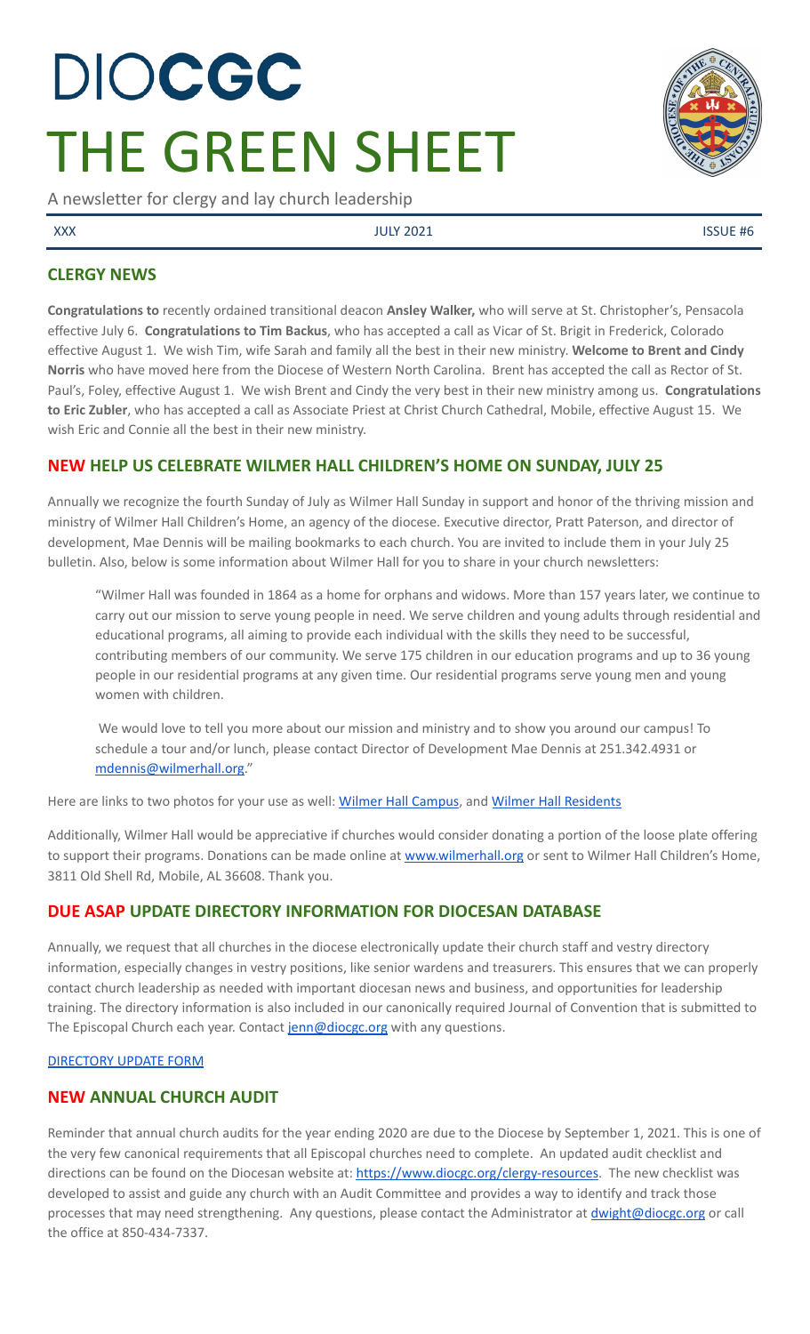# DIOCGC THE GREEN SHEET

A newsletter for clergy and lay church leadership

XXX JULY 2021 ISSUE #6

## CLERGY NEWS

**Congratulations to** recently ordained transitional deacon **Ansley Walker,** who will serve at St. Christopher's, Pensacola effective July 6. **Congratulations to Tim Backus**, who has accepted a call as Vicar of St. Brigit in Frederick, Colorado effective August 1. We wish Tim, wife Sarah and family all the best in their new ministry. **Welcome to Brent and Cindy Norris** who have moved here from the Diocese of Western North Carolina. Brent has accepted the call as Rector of St. Paul's, Foley, effective August 1. We wish Brent and Cindy the very best in their new ministry among us. **Congratulations to Eric Zubler**, who has accepted a call as Associate Priest at Christ Church Cathedral, Mobile, effective August 15. We wish Eric and Connie all the best in their new ministry.

## NEW HELP US CELEBRATE WILMER HALL CHILDREN'S HOME ON SUNDAY, JULY 25

Annually we recognize the fourth Sunday of July as Wilmer Hall Sunday in support and honor of the thriving mission and ministry of Wilmer Hall Children's Home, an agency of the diocese. Executive director, Pratt Paterson, and director of development, Mae Dennis will be mailing bookmarks to each church. You are invited to include them in your July 25 bulletin. Also, below is some information about Wilmer Hall for you to share in your church newsletters:

> "Wilmer Hall was founded in 1864 as a home for orphans and widows. More than 157 years later, we continue to carry out our mission to serve young people in need. We serve children and young adults through residential and educational programs, all aiming to provide each individual with the skills they need to be successful, contributing members of our community. We serve 175 children in our education programs and up to 36 young people in our residential programs at any given time. Our residential programs serve young men and young women with children.
>
> We would love to tell you more about our mission and ministry and to show you around our campus! To schedule a tour and/or lunch, please contact Director of Development Mae Dennis at 251.342.4931 or mdennis@wilmerhall.org."

Here are links to two photos for your use as well: Wilmer Hall Campus, and Wilmer Hall Residents

Additionally, Wilmer Hall would be appreciative if churches would consider donating a portion of the loose plate offering to support their programs. Donations can be made online at www.wilmerhall.org or sent to Wilmer Hall Children's Home, 3811 Old Shell Rd, Mobile, AL 36608. Thank you.

## DUE ASAP UPDATE DIRECTORY INFORMATION FOR DIOCESAN DATABASE

Annually, we request that all churches in the diocese electronically update their church staff and vestry directory information, especially changes in vestry positions, like senior wardens and treasurers. This ensures that we can properly contact church leadership as needed with important diocesan news and business, and opportunities for leadership training. The directory information is also included in our canonically required Journal of Convention that is submitted to The Episcopal Church each year. Contact jenn@diocgc.org with any questions.

DIRECTORY UPDATE FORM

## NEW ANNUAL CHURCH AUDIT

Reminder that annual church audits for the year ending 2020 are due to the Diocese by September 1, 2021. This is one of the very few canonical requirements that all Episcopal churches need to complete. An updated audit checklist and directions can be found on the Diocesan website at: https://www.diocgc.org/clergy-resources. The new checklist was developed to assist and guide any church with an Audit Committee and provides a way to identify and track those processes that may need strengthening. Any questions, please contact the Administrator at dwight@diocgc.org or call the office at 850-434-7337.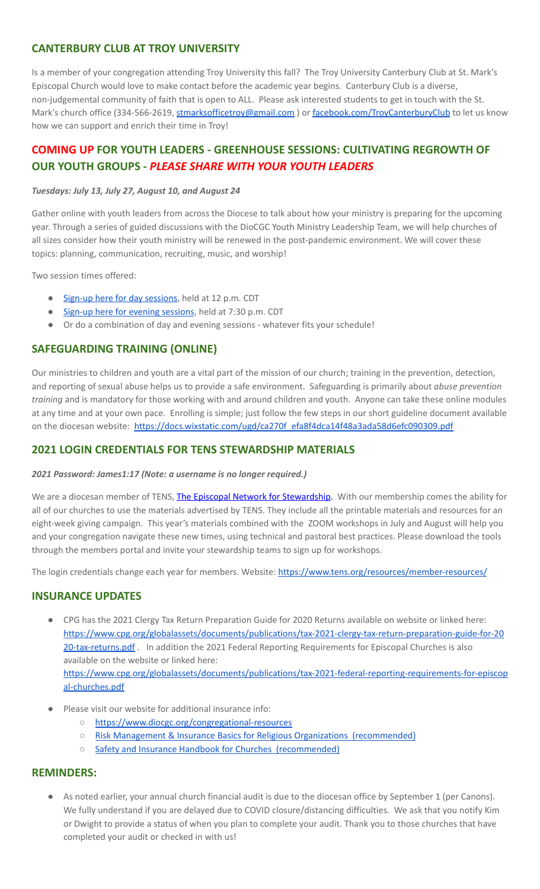## CANTERBURY CLUB AT TROY UNIVERSITY

Is a member of your congregation attending Troy University this fall? The Troy University Canterbury Club at St. Mark's Episcopal Church would love to make contact before the academic year begins. Canterbury Club is a diverse, non-judgemental community of faith that is open to ALL. Please ask interested students to get in touch with the St. Mark's church office (334-566-2619, stmarksofficetroy@gmail.com ) or facebook.com/TroyCanterburyClub to let us know how we can support and enrich their time in Troy!

## COMING UP FOR YOUTH LEADERS - GREENHOUSE SESSIONS: CULTIVATING REGROWTH OF OUR YOUTH GROUPS - *PLEASE SHARE WITH YOUR YOUTH LEADERS*

***Tuesdays: July 13, July 27, August 10, and August 24***

Gather online with youth leaders from across the Diocese to talk about how your ministry is preparing for the upcoming year. Through a series of guided discussions with the DioCGC Youth Ministry Leadership Team, we will help churches of all sizes consider how their youth ministry will be renewed in the post-pandemic environment. We will cover these topics: planning, communication, recruiting, music, and worship!

Two session times offered:

- Sign-up here for day sessions, held at 12 p.m. CDT
- Sign-up here for evening sessions, held at 7:30 p.m. CDT
- Or do a combination of day and evening sessions - whatever fits your schedule!

## SAFEGUARDING TRAINING (ONLINE)

Our ministries to children and youth are a vital part of the mission of our church; training in the prevention, detection, and reporting of sexual abuse helps us to provide a safe environment. Safeguarding is primarily about *abuse prevention training* and is mandatory for those working with and around children and youth. Anyone can take these online modules at any time and at your own pace. Enrolling is simple; just follow the few steps in our short guideline document available on the diocesan website: https://docs.wixstatic.com/ugd/ca270f_efa8f4dca14f48a3ada58d6efc090309.pdf

## 2021 LOGIN CREDENTIALS FOR TENS STEWARDSHIP MATERIALS

***2021 Password: James1:17 (Note: a username is no longer required.)***

We are a diocesan member of TENS, **The Episcopal Network for Stewardship.** With our membership comes the ability for all of our churches to use the materials advertised by TENS. They include all the printable materials and resources for an eight-week giving campaign. This year's materials combined with the ZOOM workshops in July and August will help you and your congregation navigate these new times, using technical and pastoral best practices. Please download the tools through the members portal and invite your stewardship teams to sign up for workshops.

The login credentials change each year for members. Website: https://www.tens.org/resources/member-resources/

## INSURANCE UPDATES

- CPG has the 2021 Clergy Tax Return Preparation Guide for 2020 Returns available on website or linked here: https://www.cpg.org/globalassets/documents/publications/tax-2021-clergy-tax-return-preparation-guide-for-2020-tax-returns.pdf . In addition the 2021 Federal Reporting Requirements for Episcopal Churches is also available on the website or linked here: https://www.cpg.org/globalassets/documents/publications/tax-2021-federal-reporting-requirements-for-episcopal-churches.pdf
- Please visit our website for additional insurance info:
  - https://www.diocgc.org/congregational-resources
  - Risk Management & Insurance Basics for Religious Organizations (recommended)
  - Safety and Insurance Handbook for Churches (recommended)

## REMINDERS:

- As noted earlier, your annual church financial audit is due to the diocesan office by September 1 (per Canons). We fully understand if you are delayed due to COVID closure/distancing difficulties. We ask that you notify Kim or Dwight to provide a status of when you plan to complete your audit. Thank you to those churches that have completed your audit or checked in with us!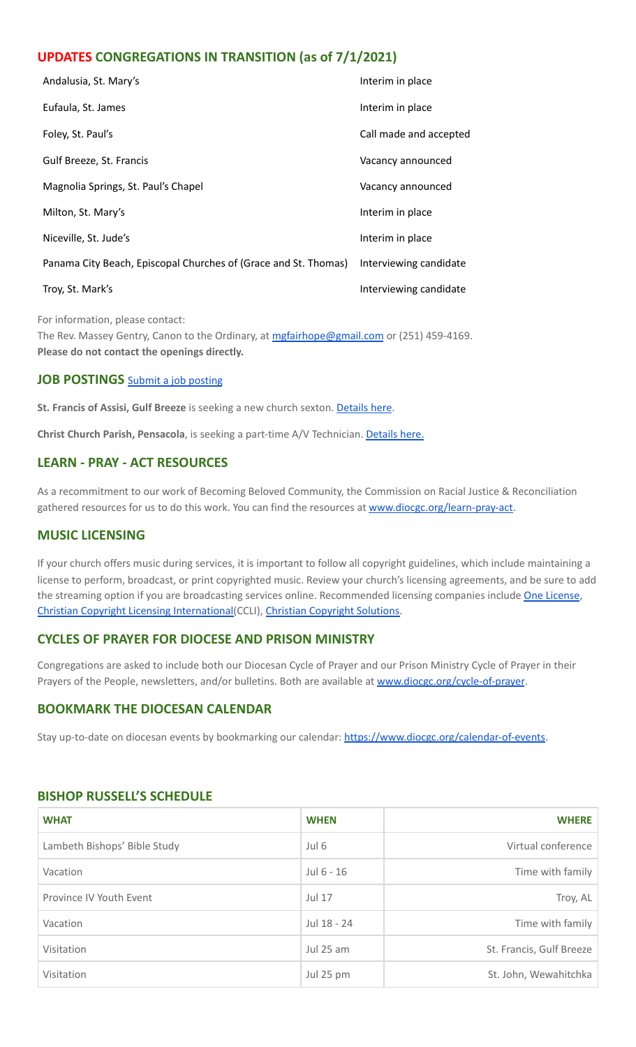## UPDATES CONGREGATIONS IN TRANSITION (as of 7/1/2021)

| | |
|---|---|
| Andalusia, St. Mary's | Interim in place |
| Eufaula, St. James | Interim in place |
| Foley, St. Paul's | Call made and accepted |
| Gulf Breeze, St. Francis | Vacancy announced |
| Magnolia Springs, St. Paul's Chapel | Vacancy announced |
| Milton, St. Mary's | Interim in place |
| Niceville, St. Jude's | Interim in place |
| Panama City Beach, Episcopal Churches of (Grace and St. Thomas) | Interviewing candidate |
| Troy, St. Mark's | Interviewing candidate |

For information, please contact:
The Rev. Massey Gentry, Canon to the Ordinary, at mgfairhope@gmail.com or (251) 459-4169.
**Please do not contact the openings directly.**

## JOB POSTINGS Submit a job posting

**St. Francis of Assisi, Gulf Breeze** is seeking a new church sexton. Details here.

**Christ Church Parish, Pensacola**, is seeking a part-time A/V Technician. Details here.

## LEARN - PRAY - ACT RESOURCES

As a recommitment to our work of Becoming Beloved Community, the Commission on Racial Justice & Reconciliation gathered resources for us to do this work. You can find the resources at www.diocgc.org/learn-pray-act.

## MUSIC LICENSING

If your church offers music during services, it is important to follow all copyright guidelines, which include maintaining a license to perform, broadcast, or print copyrighted music. Review your church's licensing agreements, and be sure to add the streaming option if you are broadcasting services online. Recommended licensing companies include One License, Christian Copyright Licensing International(CCLI), Christian Copyright Solutions.

## CYCLES OF PRAYER FOR DIOCESE AND PRISON MINISTRY

Congregations are asked to include both our Diocesan Cycle of Prayer and our Prison Ministry Cycle of Prayer in their Prayers of the People, newsletters, and/or bulletins. Both are available at www.diocgc.org/cycle-of-prayer.

## BOOKMARK THE DIOCESAN CALENDAR

Stay up-to-date on diocesan events by bookmarking our calendar: https://www.diocgc.org/calendar-of-events.

## BISHOP RUSSELL'S SCHEDULE

| WHAT | WHEN | WHERE |
|---|---|---|
| Lambeth Bishops' Bible Study | Jul 6 | Virtual conference |
| Vacation | Jul 6 - 16 | Time with family |
| Province IV Youth Event | Jul 17 | Troy, AL |
| Vacation | Jul 18 - 24 | Time with family |
| Visitation | Jul 25 am | St. Francis, Gulf Breeze |
| Visitation | Jul 25 pm | St. John, Wewahitchka |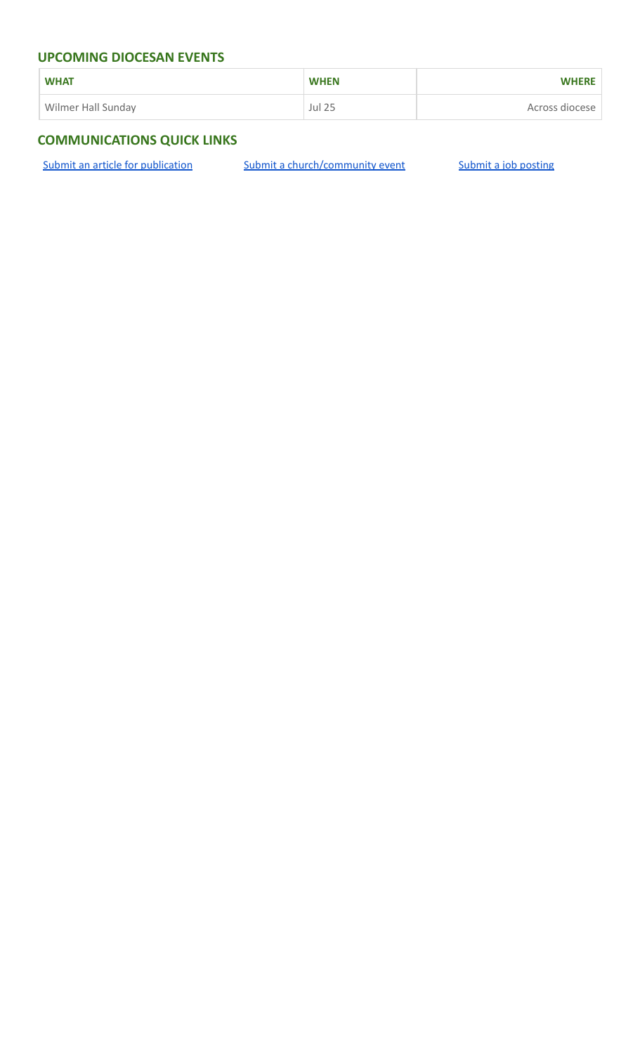## UPCOMING DIOCESAN EVENTS

| WHAT | WHEN | WHERE |
| --- | --- | --- |
| Wilmer Hall Sunday | Jul 25 | Across diocese |

## COMMUNICATIONS QUICK LINKS

Submit an article for publication

Submit a church/community event

Submit a job posting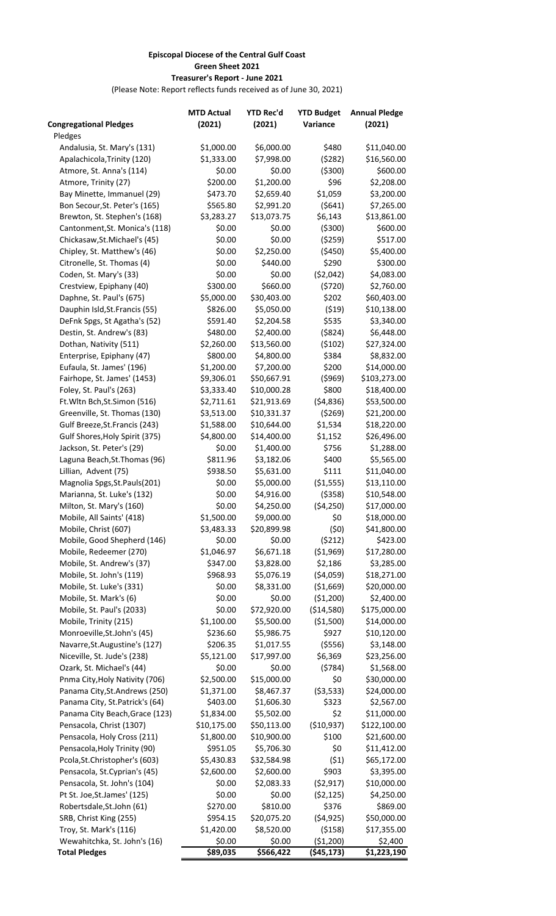**Episcopal Diocese of the Central Gulf Coast**

**Green Sheet 2021**

**Treasurer's Report - June 2021**

(Please Note: Report reflects funds received as of June 30, 2021)

| **Congregational Pledges** | **MTD Actual (2021)** | **YTD Rec'd (2021)** | **YTD Budget Variance** | **Annual Pledge (2021)** |
|---|---|---|---|---|
| Pledges | | | | |
| Andalusia, St. Mary's (131) | $1,000.00 | $6,000.00 | $480 | $11,040.00 |
| Apalachicola,Trinity (120) | $1,333.00 | $7,998.00 | ($282) | $16,560.00 |
| Atmore, St. Anna's (114) | $0.00 | $0.00 | ($300) | $600.00 |
| Atmore, Trinity (27) | $200.00 | $1,200.00 | $96 | $2,208.00 |
| Bay Minette, Immanuel (29) | $473.70 | $2,659.40 | $1,059 | $3,200.00 |
| Bon Secour,St. Peter's (165) | $565.80 | $2,991.20 | ($641) | $7,265.00 |
| Brewton, St. Stephen's (168) | $3,283.27 | $13,073.75 | $6,143 | $13,861.00 |
| Cantonment,St. Monica's (118) | $0.00 | $0.00 | ($300) | $600.00 |
| Chickasaw,St.Michael's (45) | $0.00 | $0.00 | ($259) | $517.00 |
| Chipley, St. Matthew's (46) | $0.00 | $2,250.00 | ($450) | $5,400.00 |
| Citronelle, St. Thomas (4) | $0.00 | $440.00 | $290 | $300.00 |
| Coden, St. Mary's (33) | $0.00 | $0.00 | ($2,042) | $4,083.00 |
| Crestview, Epiphany (40) | $300.00 | $660.00 | ($720) | $2,760.00 |
| Daphne, St. Paul's (675) | $5,000.00 | $30,403.00 | $202 | $60,403.00 |
| Dauphin Isld,St.Francis (55) | $826.00 | $5,050.00 | ($19) | $10,138.00 |
| DeFnk Spgs, St Agatha's (52) | $591.40 | $2,204.58 | $535 | $3,340.00 |
| Destin, St. Andrew's (83) | $480.00 | $2,400.00 | ($824) | $6,448.00 |
| Dothan, Nativity (511) | $2,260.00 | $13,560.00 | ($102) | $27,324.00 |
| Enterprise, Epiphany (47) | $800.00 | $4,800.00 | $384 | $8,832.00 |
| Eufaula, St. James' (196) | $1,200.00 | $7,200.00 | $200 | $14,000.00 |
| Fairhope, St. James' (1453) | $9,306.01 | $50,667.91 | ($969) | $103,273.00 |
| Foley, St. Paul's (263) | $3,333.40 | $10,000.28 | $800 | $18,400.00 |
| Ft.Wltn Bch,St.Simon (516) | $2,711.61 | $21,913.69 | ($4,836) | $53,500.00 |
| Greenville, St. Thomas (130) | $3,513.00 | $10,331.37 | ($269) | $21,200.00 |
| Gulf Breeze,St.Francis (243) | $1,588.00 | $10,644.00 | $1,534 | $18,220.00 |
| Gulf Shores,Holy Spirit (375) | $4,800.00 | $14,400.00 | $1,152 | $26,496.00 |
| Jackson, St. Peter's (29) | $0.00 | $1,400.00 | $756 | $1,288.00 |
| Laguna Beach,St.Thomas (96) | $811.96 | $3,182.06 | $400 | $5,565.00 |
| Lillian, Advent (75) | $938.50 | $5,631.00 | $111 | $11,040.00 |
| Magnolia Spgs,St.Pauls(201) | $0.00 | $5,000.00 | ($1,555) | $13,110.00 |
| Marianna, St. Luke's (132) | $0.00 | $4,916.00 | ($358) | $10,548.00 |
| Milton, St. Mary's (160) | $0.00 | $4,250.00 | ($4,250) | $17,000.00 |
| Mobile, All Saints' (418) | $1,500.00 | $9,000.00 | $0 | $18,000.00 |
| Mobile, Christ (607) | $3,483.33 | $20,899.98 | ($0) | $41,800.00 |
| Mobile, Good Shepherd (146) | $0.00 | $0.00 | ($212) | $423.00 |
| Mobile, Redeemer (270) | $1,046.97 | $6,671.18 | ($1,969) | $17,280.00 |
| Mobile, St. Andrew's (37) | $347.00 | $3,828.00 | $2,186 | $3,285.00 |
| Mobile, St. John's (119) | $968.93 | $5,076.19 | ($4,059) | $18,271.00 |
| Mobile, St. Luke's (331) | $0.00 | $8,331.00 | ($1,669) | $20,000.00 |
| Mobile, St. Mark's (6) | $0.00 | $0.00 | ($1,200) | $2,400.00 |
| Mobile, St. Paul's (2033) | $0.00 | $72,920.00 | ($14,580) | $175,000.00 |
| Mobile, Trinity (215) | $1,100.00 | $5,500.00 | ($1,500) | $14,000.00 |
| Monroeville,St.John's (45) | $236.60 | $5,986.75 | $927 | $10,120.00 |
| Navarre,St.Augustine's (127) | $206.35 | $1,017.55 | ($556) | $3,148.00 |
| Niceville, St. Jude's (238) | $5,121.00 | $17,997.00 | $6,369 | $23,256.00 |
| Ozark, St. Michael's (44) | $0.00 | $0.00 | ($784) | $1,568.00 |
| Pnma City,Holy Nativity (706) | $2,500.00 | $15,000.00 | $0 | $30,000.00 |
| Panama City,St.Andrews (250) | $1,371.00 | $8,467.37 | ($3,533) | $24,000.00 |
| Panama City, St.Patrick's (64) | $403.00 | $1,606.30 | $323 | $2,567.00 |
| Panama City Beach,Grace (123) | $1,834.00 | $5,502.00 | $2 | $11,000.00 |
| Pensacola, Christ (1307) | $10,175.00 | $50,113.00 | ($10,937) | $122,100.00 |
| Pensacola, Holy Cross (211) | $1,800.00 | $10,900.00 | $100 | $21,600.00 |
| Pensacola,Holy Trinity (90) | $951.05 | $5,706.30 | $0 | $11,412.00 |
| Pcola,St.Christopher's (603) | $5,430.83 | $32,584.98 | ($1) | $65,172.00 |
| Pensacola, St.Cyprian's (45) | $2,600.00 | $2,600.00 | $903 | $3,395.00 |
| Pensacola, St. John's (104) | $0.00 | $2,083.33 | ($2,917) | $10,000.00 |
| Pt St. Joe,St.James' (125) | $0.00 | $0.00 | ($2,125) | $4,250.00 |
| Robertsdale,St.John (61) | $270.00 | $810.00 | $376 | $869.00 |
| SRB, Christ King (255) | $954.15 | $20,075.20 | ($4,925) | $50,000.00 |
| Troy, St. Mark's (116) | $1,420.00 | $8,520.00 | ($158) | $17,355.00 |
| Wewahitchka, St. John's (16) | $0.00 | $0.00 | ($1,200) | $2,400 |
| **Total Pledges** | **$89,035** | **$566,422** | **($45,173)** | **$1,223,190** |